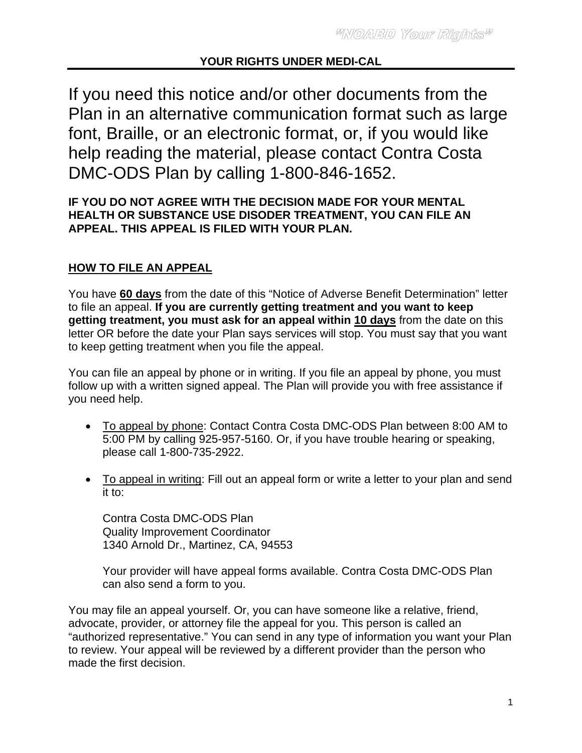"NOABD Your Rights"

## YOUR RIGHTS UNDER MEDI-CAL

If you need this notice and/or other documents from the Plan in an alternative communication format such as large font, Braille, or an electronic format, or, if you would like help reading the material, please contact Contra Costa DMC-ODS Plan by calling 1-800-846-1652.

**IF YOU DO NOT AGREE WITH THE DECISION MADE FOR YOUR MENTAL HEALTH OR SUBSTANCE USE DISODER TREATMENT, YOU CAN FILE AN APPEAL. THIS APPEAL IS FILED WITH YOUR PLAN.**

### HOW TO FILE AN APPEAL

You have **60 days** from the date of this "Notice of Adverse Benefit Determination" letter to file an appeal. **If you are currently getting treatment and you want to keep getting treatment, you must ask for an appeal within 10 days** from the date on this letter OR before the date your Plan says services will stop. You must say that you want to keep getting treatment when you file the appeal.

You can file an appeal by phone or in writing. If you file an appeal by phone, you must follow up with a written signed appeal. The Plan will provide you with free assistance if you need help.

- To appeal by phone: Contact Contra Costa DMC-ODS Plan between 8:00 AM to 5:00 PM by calling 925-957-5160. Or, if you have trouble hearing or speaking, please call 1-800-735-2922.
- To appeal in writing: Fill out an appeal form or write a letter to your plan and send it to:

  Contra Costa DMC-ODS Plan
  Quality Improvement Coordinator
  1340 Arnold Dr., Martinez, CA, 94553

  Your provider will have appeal forms available. Contra Costa DMC-ODS Plan can also send a form to you.

You may file an appeal yourself. Or, you can have someone like a relative, friend, advocate, provider, or attorney file the appeal for you. This person is called an "authorized representative." You can send in any type of information you want your Plan to review. Your appeal will be reviewed by a different provider than the person who made the first decision.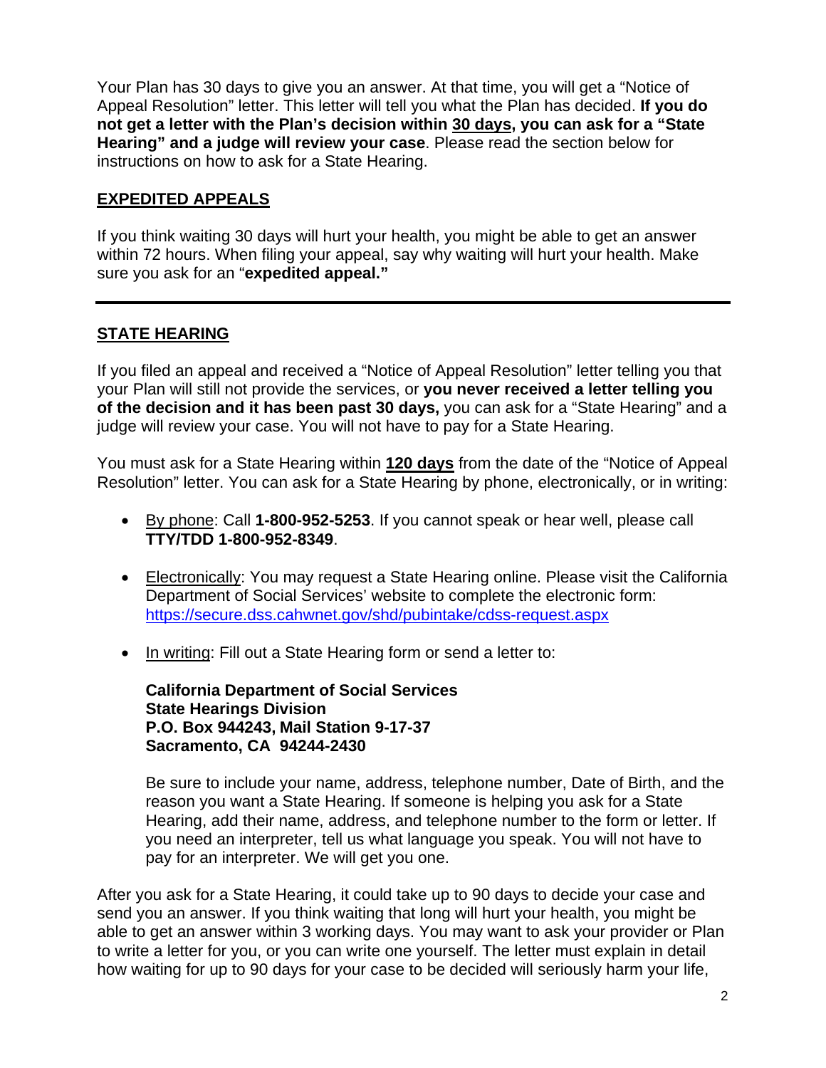Your Plan has 30 days to give you an answer. At that time, you will get a "Notice of Appeal Resolution" letter. This letter will tell you what the Plan has decided. **If you do not get a letter with the Plan's decision within 30 days, you can ask for a "State Hearing" and a judge will review your case**. Please read the section below for instructions on how to ask for a State Hearing.

## EXPEDITED APPEALS

If you think waiting 30 days will hurt your health, you might be able to get an answer within 72 hours. When filing your appeal, say why waiting will hurt your health. Make sure you ask for an "**expedited appeal."**

---

## STATE HEARING

If you filed an appeal and received a "Notice of Appeal Resolution" letter telling you that your Plan will still not provide the services, or **you never received a letter telling you of the decision and it has been past 30 days,** you can ask for a "State Hearing" and a judge will review your case. You will not have to pay for a State Hearing.

You must ask for a State Hearing within **120 days** from the date of the "Notice of Appeal Resolution" letter. You can ask for a State Hearing by phone, electronically, or in writing:

- By phone: Call **1-800-952-5253**. If you cannot speak or hear well, please call **TTY/TDD 1-800-952-8349**.
- Electronically: You may request a State Hearing online. Please visit the California Department of Social Services' website to complete the electronic form: https://secure.dss.cahwnet.gov/shd/pubintake/cdss-request.aspx
- In writing: Fill out a State Hearing form or send a letter to:

  **California Department of Social Services**
  **State Hearings Division**
  **P.O. Box 944243, Mail Station 9-17-37**
  **Sacramento, CA 94244-2430**

  Be sure to include your name, address, telephone number, Date of Birth, and the reason you want a State Hearing. If someone is helping you ask for a State Hearing, add their name, address, and telephone number to the form or letter. If you need an interpreter, tell us what language you speak. You will not have to pay for an interpreter. We will get you one.

After you ask for a State Hearing, it could take up to 90 days to decide your case and send you an answer. If you think waiting that long will hurt your health, you might be able to get an answer within 3 working days. You may want to ask your provider or Plan to write a letter for you, or you can write one yourself. The letter must explain in detail how waiting for up to 90 days for your case to be decided will seriously harm your life,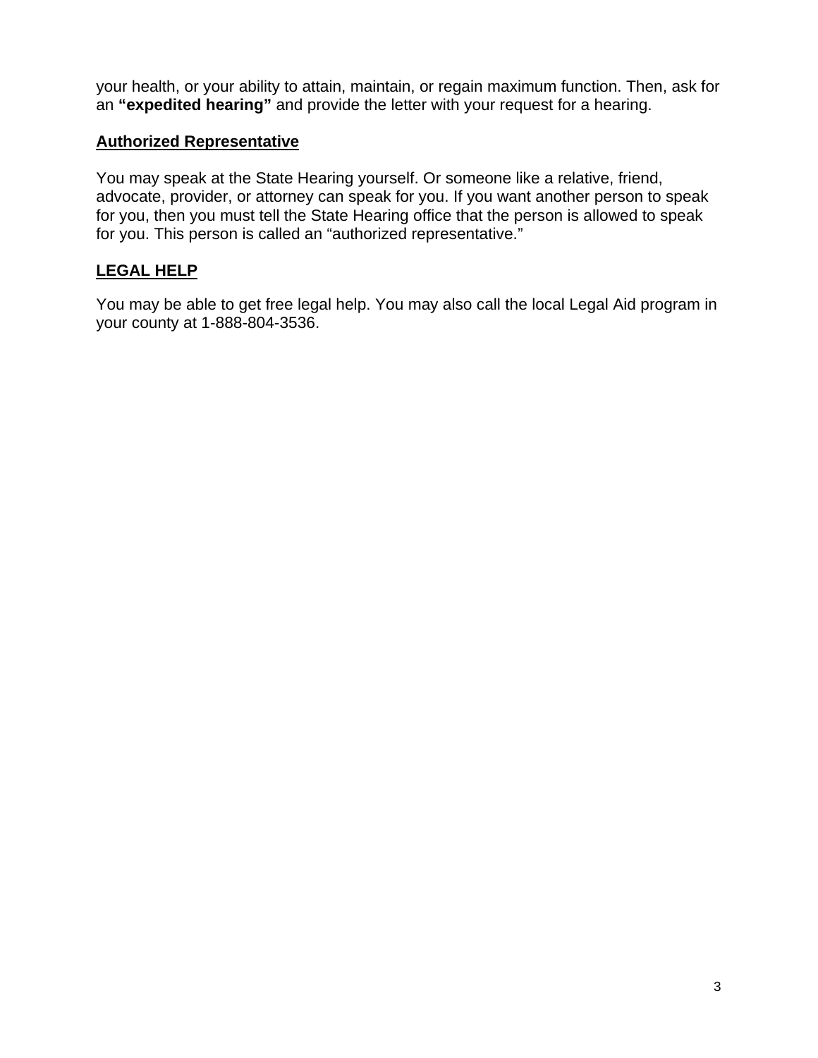your health, or your ability to attain, maintain, or regain maximum function. Then, ask for an **"expedited hearing"** and provide the letter with your request for a hearing.

## Authorized Representative

You may speak at the State Hearing yourself. Or someone like a relative, friend, advocate, provider, or attorney can speak for you. If you want another person to speak for you, then you must tell the State Hearing office that the person is allowed to speak for you. This person is called an "authorized representative."

## LEGAL HELP

You may be able to get free legal help. You may also call the local Legal Aid program in your county at 1-888-804-3536.